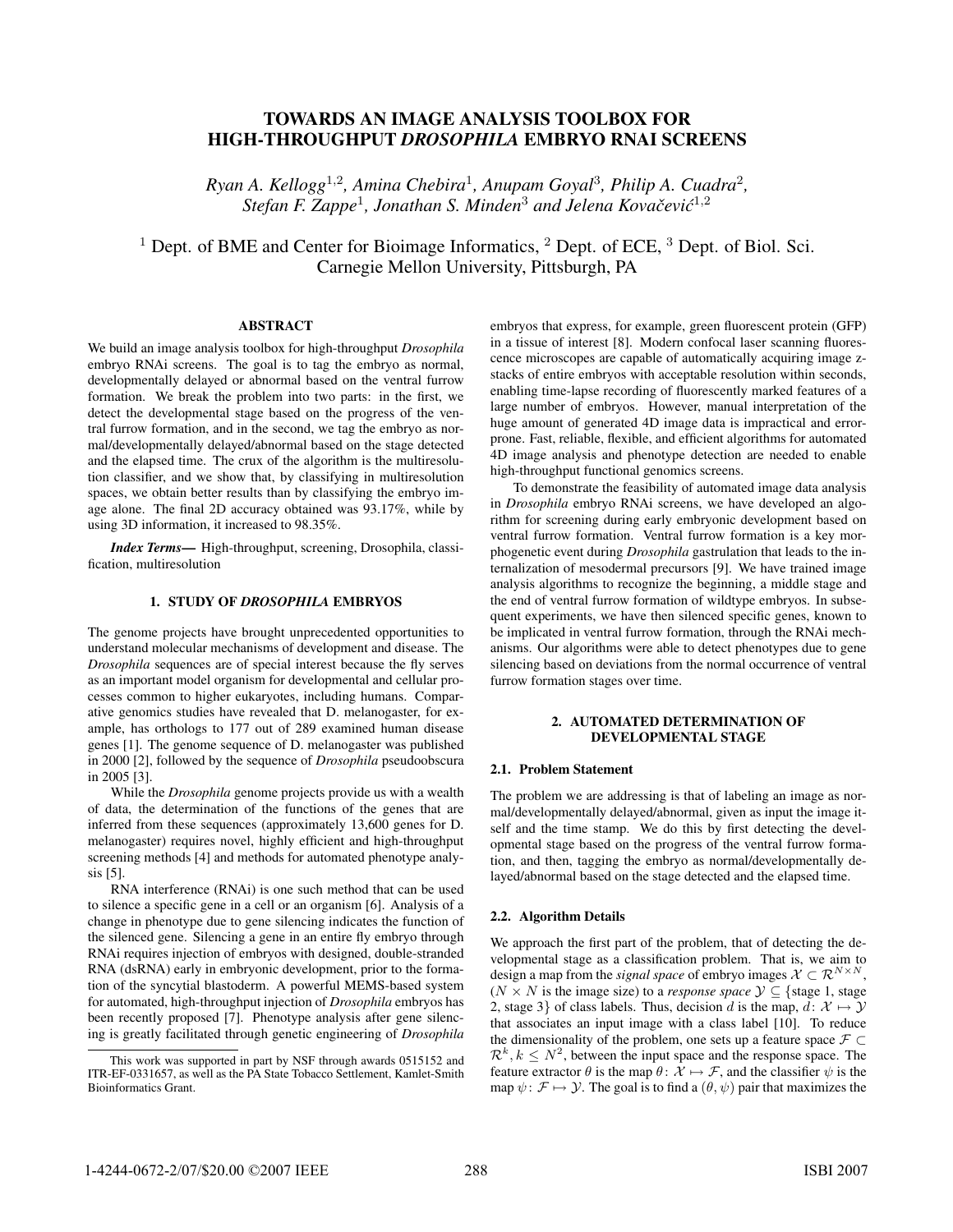# TOWARDS AN IMAGE ANALYSIS TOOLBOX FOR HIGH-THROUGHPUT *DROSOPHILA* EMBRYO RNAI SCREENS

*Ryan A. Kellogg*[1,2], *Amina Chebira*[1], *Anupam Goyal*[3], *Philip A. Cuadra*[2], *Stefan F. Zappe*[1], *Jonathan S. Minden*[3] *and Jelena Kovačević*[1,2]

[1] Dept. of BME and Center for Bioimage Informatics, [2] Dept. of ECE, [3] Dept. of Biol. Sci.
Carnegie Mellon University, Pittsburgh, PA

## ABSTRACT

We build an image analysis toolbox for high-throughput *Drosophila* embryo RNAi screens. The goal is to tag the embryo as normal, developmentally delayed or abnormal based on the ventral furrow formation. We break the problem into two parts: in the first, we detect the developmental stage based on the progress of the ventral furrow formation, and in the second, we tag the embryo as normal/developmentally delayed/abnormal based on the stage detected and the elapsed time. The crux of the algorithm is the multiresolution classifier, and we show that, by classifying in multiresolution spaces, we obtain better results than by classifying the embryo image alone. The final 2D accuracy obtained was 93.17%, while by using 3D information, it increased to 98.35%.

***Index Terms*—** High-throughput, screening, Drosophila, classification, multiresolution

## 1. STUDY OF *DROSOPHILA* EMBRYOS

The genome projects have brought unprecedented opportunities to understand molecular mechanisms of development and disease. The *Drosophila* sequences are of special interest because the fly serves as an important model organism for developmental and cellular processes common to higher eukaryotes, including humans. Comparative genomics studies have revealed that D. melanogaster, for example, has orthologs to 177 out of 289 examined human disease genes [1]. The genome sequence of D. melanogaster was published in 2000 [2], followed by the sequence of *Drosophila* pseudoobscura in 2005 [3].

While the *Drosophila* genome projects provide us with a wealth of data, the determination of the functions of the genes that are inferred from these sequences (approximately 13,600 genes for D. melanogaster) requires novel, highly efficient and high-throughput screening methods [4] and methods for automated phenotype analysis [5].

RNA interference (RNAi) is one such method that can be used to silence a specific gene in a cell or an organism [6]. Analysis of a change in phenotype due to gene silencing indicates the function of the silenced gene. Silencing a gene in an entire fly embryo through RNAi requires injection of embryos with designed, double-stranded RNA (dsRNA) early in embryonic development, prior to the formation of the syncytial blastoderm. A powerful MEMS-based system for automated, high-throughput injection of *Drosophila* embryos has been recently proposed [7]. Phenotype analysis after gene silencing is greatly facilitated through genetic engineering of *Drosophila* embryos that express, for example, green fluorescent protein (GFP) in a tissue of interest [8]. Modern confocal laser scanning fluorescence microscopes are capable of automatically acquiring image z-stacks of entire embryos with acceptable resolution within seconds, enabling time-lapse recording of fluorescently marked features of a large number of embryos. However, manual interpretation of the huge amount of generated 4D image data is impractical and error-prone. Fast, reliable, flexible, and efficient algorithms for automated 4D image analysis and phenotype detection are needed to enable high-throughput functional genomics screens.

To demonstrate the feasibility of automated image data analysis in *Drosophila* embryo RNAi screens, we have developed an algorithm for screening during early embryonic development based on ventral furrow formation. Ventral furrow formation is a key morphogenetic event during *Drosophila* gastrulation that leads to the internalization of mesodermal precursors [9]. We have trained image analysis algorithms to recognize the beginning, a middle stage and the end of ventral furrow formation of wildtype embryos. In subsequent experiments, we have then silenced specific genes, known to be implicated in ventral furrow formation, through the RNAi mechanisms. Our algorithms were able to detect phenotypes due to gene silencing based on deviations from the normal occurrence of ventral furrow formation stages over time.

## 2. AUTOMATED DETERMINATION OF DEVELOPMENTAL STAGE

### 2.1. Problem Statement

The problem we are addressing is that of labeling an image as normal/developmentally delayed/abnormal, given as input the image itself and the time stamp. We do this by first detecting the developmental stage based on the progress of the ventral furrow formation, and then, tagging the embryo as normal/developmentally delayed/abnormal based on the stage detected and the elapsed time.

### 2.2. Algorithm Details

We approach the first part of the problem, that of detecting the developmental stage as a classification problem. That is, we aim to design a map from the *signal space* of embryo images $\mathcal{X} \subset \mathcal{R}^{N \times N}$, ($N \times N$ is the image size) to a *response space* $\mathcal{Y} \subseteq \{\text{stage 1, stage 2, stage 3}\}$ of class labels. Thus, decision $d$ is the map, $d \colon \mathcal{X} \mapsto \mathcal{Y}$ that associates an input image with a class label [10]. To reduce the dimensionality of the problem, one sets up a feature space $\mathcal{F} \subset \mathcal{R}^k, k \leq N^2$, between the input space and the response space. The feature extractor $\theta$ is the map $\theta \colon \mathcal{X} \mapsto \mathcal{F}$, and the classifier $\psi$ is the map $\psi \colon \mathcal{F} \mapsto \mathcal{Y}$. The goal is to find a $(\theta, \psi)$ pair that maximizes the

---

This work was supported in part by NSF through awards 0515152 and ITR-EF-0331657, as well as the PA State Tobacco Settlement, Kamlet-Smith Bioinformatics Grant.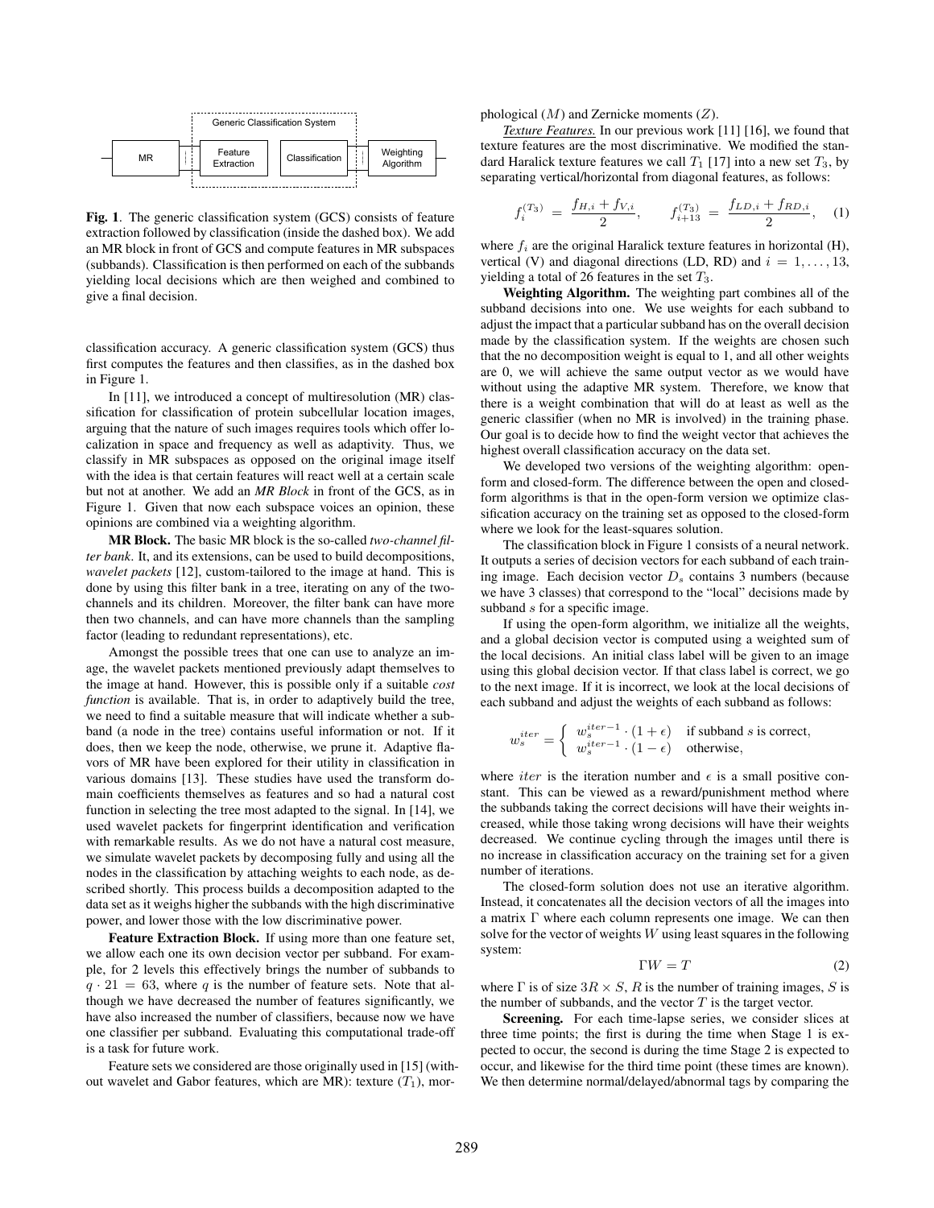Fig. 1. The generic classification system (GCS) consists of feature extraction followed by classification (inside the dashed box). We add an MR block in front of GCS and compute features in MR subspaces (subbands). Classification is then performed on each of the subbands yielding local decisions which are then weighed and combined to give a final decision.

classification accuracy. A generic classification system (GCS) thus first computes the features and then classifies, as in the dashed box in Figure 1.

In [11], we introduced a concept of multiresolution (MR) classification for classification of protein subcellular location images, arguing that the nature of such images requires tools which offer localization in space and frequency as well as adaptivity. Thus, we classify in MR subspaces as opposed on the original image itself with the idea is that certain features will react well at a certain scale but not at another. We add an *MR Block* in front of the GCS, as in Figure 1. Given that now each subspace voices an opinion, these opinions are combined via a weighting algorithm.

**MR Block.** The basic MR block is the so-called *two-channel filter bank*. It, and its extensions, can be used to build decompositions, *wavelet packets* [12], custom-tailored to the image at hand. This is done by using this filter bank in a tree, iterating on any of the two-channels and its children. Moreover, the filter bank can have more then two channels, and can have more channels than the sampling factor (leading to redundant representations), etc.

Amongst the possible trees that one can use to analyze an image, the wavelet packets mentioned previously adapt themselves to the image at hand. However, this is possible only if a suitable *cost function* is available. That is, in order to adaptively build the tree, we need to find a suitable measure that will indicate whether a subband (a node in the tree) contains useful information or not. If it does, then we keep the node, otherwise, we prune it. Adaptive flavors of MR have been explored for their utility in classification in various domains [13]. These studies have used the transform domain coefficients themselves as features and so had a natural cost function in selecting the tree most adapted to the signal. In [14], we used wavelet packets for fingerprint identification and verification with remarkable results. As we do not have a natural cost measure, we simulate wavelet packets by decomposing fully and using all the nodes in the classification by attaching weights to each node, as described shortly. This process builds a decomposition adapted to the data set as it weighs higher the subbands with the high discriminative power, and lower those with the low discriminative power.

**Feature Extraction Block.** If using more than one feature set, we allow each one its own decision vector per subband. For example, for 2 levels this effectively brings the number of subbands to $q \cdot 21 = 63$, where $q$ is the number of feature sets. Note that although we have decreased the number of features significantly, we have also increased the number of classifiers, because now we have one classifier per subband. Evaluating this computational trade-off is a task for future work.

Feature sets we considered are those originally used in [15] (without wavelet and Gabor features, which are MR): texture ($T_1$), morphological ($M$) and Zernicke moments ($Z$).

*Texture Features.* In our previous work [11] [16], we found that texture features are the most discriminative. We modified the standard Haralick texture features we call $T_1$ [17] into a new set $T_3$, by separating vertical/horizontal from diagonal features, as follows:

$$f_i^{(T_3)} = \frac{f_{H,i} + f_{V,i}}{2}, \qquad f_{i+13}^{(T_3)} = \frac{f_{LD,i} + f_{RD,i}}{2}, \quad (1)$$

where $f_i$ are the original Haralick texture features in horizontal (H), vertical (V) and diagonal directions (LD, RD) and $i = 1, \ldots, 13$, yielding a total of 26 features in the set $T_3$.

**Weighting Algorithm.** The weighting part combines all of the subband decisions into one. We use weights for each subband to adjust the impact that a particular subband has on the overall decision made by the classification system. If the weights are chosen such that the no decomposition weight is equal to 1, and all other weights are 0, we will achieve the same output vector as we would have without using the adaptive MR system. Therefore, we know that there is a weight combination that will do at least as well as the generic classifier (when no MR is involved) in the training phase. Our goal is to decide how to find the weight vector that achieves the highest overall classification accuracy on the data set.

We developed two versions of the weighting algorithm: open-form and closed-form. The difference between the open and closed-form algorithms is that in the open-form version we optimize classification accuracy on the training set as opposed to the closed-form where we look for the least-squares solution.

The classification block in Figure 1 consists of a neural network. It outputs a series of decision vectors for each subband of each training image. Each decision vector $D_s$ contains 3 numbers (because we have 3 classes) that correspond to the "local" decisions made by subband $s$ for a specific image.

If using the open-form algorithm, we initialize all the weights, and a global decision vector is computed using a weighted sum of the local decisions. An initial class label will be given to an image using this global decision vector. If that class label is correct, we go to the next image. If it is incorrect, we look at the local decisions of each subband and adjust the weights of each subband as follows:

$$w_s^{iter} = \begin{cases} w_s^{iter-1} \cdot (1+\epsilon) & \text{if subband } s \text{ is correct,} \\ w_s^{iter-1} \cdot (1-\epsilon) & \text{otherwise,} \end{cases}$$

where $iter$ is the iteration number and $\epsilon$ is a small positive constant. This can be viewed as a reward/punishment method where the subbands taking the correct decisions will have their weights increased, while those taking wrong decisions will have their weights decreased. We continue cycling through the images until there is no increase in classification accuracy on the training set for a given number of iterations.

The closed-form solution does not use an iterative algorithm. Instead, it concatenates all the decision vectors of all the images into a matrix $\Gamma$ where each column represents one image. We can then solve for the vector of weights $W$ using least squares in the following system:

$$\Gamma W = T \quad (2)$$

where $\Gamma$ is of size $3R \times S$, $R$ is the number of training images, $S$ is the number of subbands, and the vector $T$ is the target vector.

**Screening.** For each time-lapse series, we consider slices at three time points; the first is during the time when Stage 1 is expected to occur, the second is during the time Stage 2 is expected to occur, and likewise for the third time point (these times are known). We then determine normal/delayed/abnormal tags by comparing the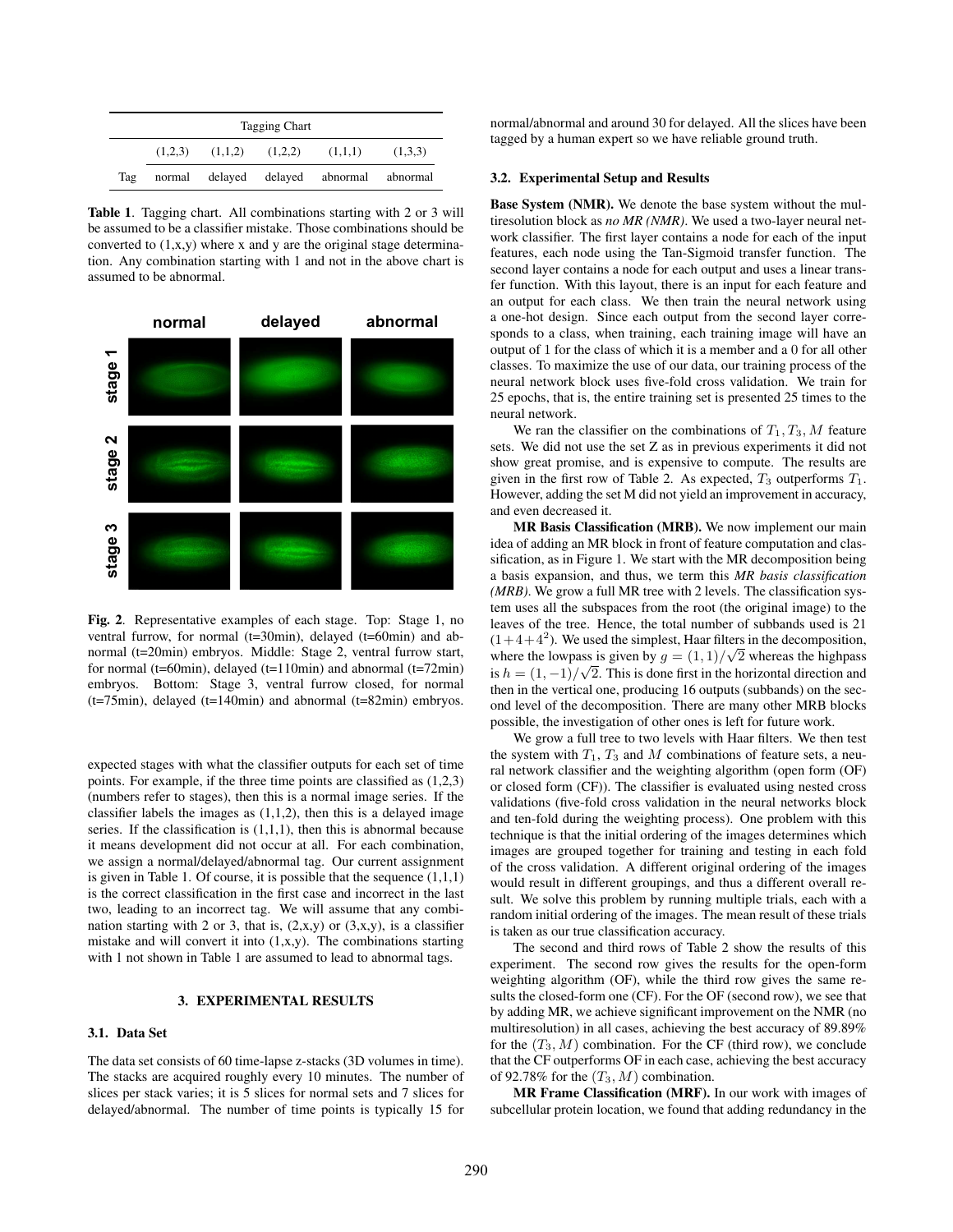| | Tagging Chart | | | | |
|---|---|---|---|---|---|
| | (1,2,3) | (1,1,2) | (1,2,2) | (1,1,1) | (1,3,3) |
| Tag | normal | delayed | delayed | abnormal | abnormal |

**Table 1**. Tagging chart. All combinations starting with 2 or 3 will be assumed to be a classifier mistake. Those combinations should be converted to (1,x,y) where x and y are the original stage determination. Any combination starting with 1 and not in the above chart is assumed to be abnormal.

**Fig. 2**. Representative examples of each stage. Top: Stage 1, no ventral furrow, for normal (t=30min), delayed (t=60min) and abnormal (t=20min) embryos. Middle: Stage 2, ventral furrow start, for normal (t=60min), delayed (t=110min) and abnormal (t=72min) embryos. Bottom: Stage 3, ventral furrow closed, for normal (t=75min), delayed (t=140min) and abnormal (t=82min) embryos.

expected stages with what the classifier outputs for each set of time points. For example, if the three time points are classified as (1,2,3) (numbers refer to stages), then this is a normal image series. If the classifier labels the images as (1,1,2), then this is a delayed image series. If the classification is (1,1,1), then this is abnormal because it means development did not occur at all. For each combination, we assign a normal/delayed/abnormal tag. Our current assignment is given in Table 1. Of course, it is possible that the sequence (1,1,1) is the correct classification in the first case and incorrect in the last two, leading to an incorrect tag. We will assume that any combination starting with 2 or 3, that is, (2,x,y) or (3,x,y), is a classifier mistake and will convert it into (1,x,y). The combinations starting with 1 not shown in Table 1 are assumed to lead to abnormal tags.

## 3. EXPERIMENTAL RESULTS

### 3.1. Data Set

The data set consists of 60 time-lapse z-stacks (3D volumes in time). The stacks are acquired roughly every 10 minutes. The number of slices per stack varies; it is 5 slices for normal sets and 7 slices for delayed/abnormal. The number of time points is typically 15 for normal/abnormal and around 30 for delayed. All the slices have been tagged by a human expert so we have reliable ground truth.

### 3.2. Experimental Setup and Results

**Base System (NMR).** We denote the base system without the multiresolution block as *no MR (NMR)*. We used a two-layer neural network classifier. The first layer contains a node for each of the input features, each node using the Tan-Sigmoid transfer function. The second layer contains a node for each output and uses a linear transfer function. With this layout, there is an input for each feature and an output for each class. We then train the neural network using a one-hot design. Since each output from the second layer corresponds to a class, when training, each training image will have an output of 1 for the class of which it is a member and a 0 for all other classes. To maximize the use of our data, our training process of the neural network block uses five-fold cross validation. We train for 25 epochs, that is, the entire training set is presented 25 times to the neural network.

We ran the classifier on the combinations of $T_1, T_3, M$ feature sets. We did not use the set Z as in previous experiments it did not show great promise, and is expensive to compute. The results are given in the first row of Table 2. As expected, $T_3$ outperforms $T_1$. However, adding the set M did not yield an improvement in accuracy, and even decreased it.

**MR Basis Classification (MRB).** We now implement our main idea of adding an MR block in front of feature computation and classification, as in Figure 1. We start with the MR decomposition being a basis expansion, and thus, we term this *MR basis classification (MRB)*. We grow a full MR tree with 2 levels. The classification system uses all the subspaces from the root (the original image) to the leaves of the tree. Hence, the total number of subbands used is 21 $(1+4+4^2)$. We used the simplest, Haar filters in the decomposition, where the lowpass is given by $g = (1,1)/\sqrt{2}$ whereas the highpass is $h = (1,-1)/\sqrt{2}$. This is done first in the horizontal direction and then in the vertical one, producing 16 outputs (subbands) on the second level of the decomposition. There are many other MRB blocks possible, the investigation of other ones is left for future work.

We grow a full tree to two levels with Haar filters. We then test the system with $T_1$, $T_3$ and $M$ combinations of feature sets, a neural network classifier and the weighting algorithm (open form (OF) or closed form (CF)). The classifier is evaluated using nested cross validations (five-fold cross validation in the neural networks block and ten-fold during the weighting process). One problem with this technique is that the initial ordering of the images determines which images are grouped together for training and testing in each fold of the cross validation. A different original ordering of the images would result in different groupings, and thus a different overall result. We solve this problem by running multiple trials, each with a random initial ordering of the images. The mean result of these trials is taken as our true classification accuracy.

The second and third rows of Table 2 show the results of this experiment. The second row gives the results for the open-form weighting algorithm (OF), while the third row gives the same results the closed-form one (CF). For the OF (second row), we see that by adding MR, we achieve significant improvement on the NMR (no multiresolution) in all cases, achieving the best accuracy of 89.89% for the $(T_3, M)$ combination. For the CF (third row), we conclude that the CF outperforms OF in each case, achieving the best accuracy of 92.78% for the $(T_3, M)$ combination.

**MR Frame Classification (MRF).** In our work with images of subcellular protein location, we found that adding redundancy in the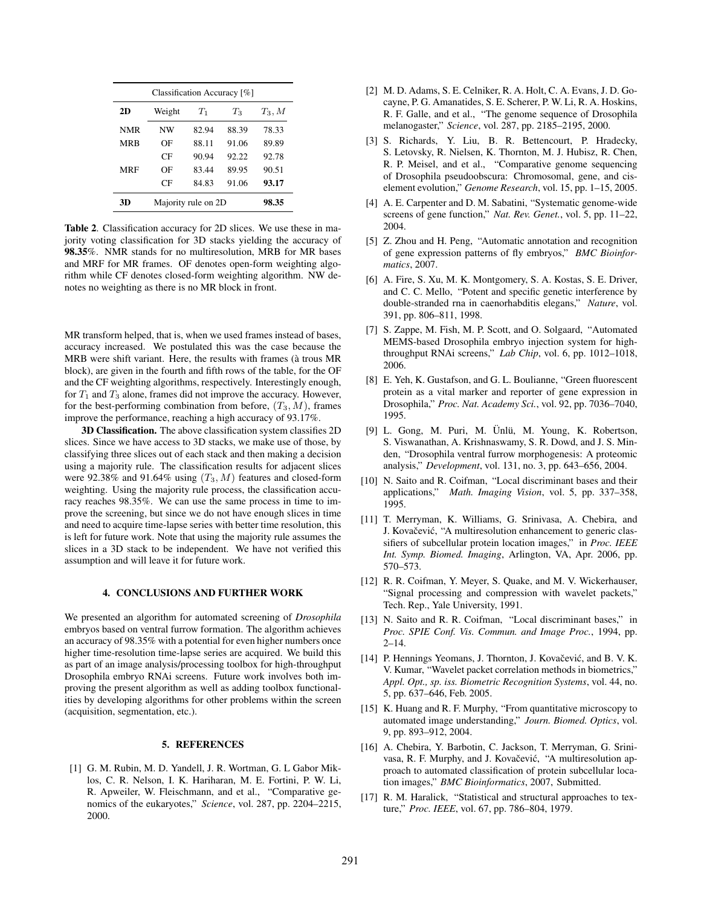| Classification Accuracy [%] | | | | |
|---|---|---|---|---|
| **2D** | Weight | $T_1$ | $T_3$ | $T_3, M$ |
| NMR | NW | 82.94 | 88.39 | 78.33 |
| MRB | OF | 88.11 | 91.06 | 89.89 |
| | CF | 90.94 | 92.22 | 92.78 |
| MRF | OF | 83.44 | 89.95 | 90.51 |
| | CF | 84.83 | 91.06 | **93.17** |
| **3D** | Majority rule on 2D | | | **98.35** |

**Table 2**. Classification accuracy for 2D slices. We use these in majority voting classification for 3D stacks yielding the accuracy of **98.35**%. NMR stands for no multiresolution, MRB for MR bases and MRF for MR frames. OF denotes open-form weighting algorithm while CF denotes closed-form weighting algorithm. NW denotes no weighting as there is no MR block in front.

MR transform helped, that is, when we used frames instead of bases, accuracy increased. We postulated this was the case because the MRB were shift variant. Here, the results with frames (à trous MR block), are given in the fourth and fifth rows of the table, for the OF and the CF weighting algorithms, respectively. Interestingly enough, for $T_1$ and $T_3$ alone, frames did not improve the accuracy. However, for the best-performing combination from before, $(T_3, M)$, frames improve the performance, reaching a high accuracy of 93.17%.

**3D Classification.** The above classification system classifies 2D slices. Since we have access to 3D stacks, we make use of those, by classifying three slices out of each stack and then making a decision using a majority rule. The classification results for adjacent slices were 92.38% and 91.64% using $(T_3, M)$ features and closed-form weighting. Using the majority rule process, the classification accuracy reaches 98.35%. We can use the same process in time to improve the screening, but since we do not have enough slices in time and need to acquire time-lapse series with better time resolution, this is left for future work. Note that using the majority rule assumes the slices in a 3D stack to be independent. We have not verified this assumption and will leave it for future work.

## 4. CONCLUSIONS AND FURTHER WORK

We presented an algorithm for automated screening of *Drosophila* embryos based on ventral furrow formation. The algorithm achieves an accuracy of 98.35% with a potential for even higher numbers once higher time-resolution time-lapse series are acquired. We build this as part of an image analysis/processing toolbox for high-throughput Drosophila embryo RNAi screens. Future work involves both improving the present algorithm as well as adding toolbox functionalities by developing algorithms for other problems within the screen (acquisition, segmentation, etc.).

## 5. REFERENCES

[1] G. M. Rubin, M. D. Yandell, J. R. Wortman, G. L Gabor Miklos, C. R. Nelson, I. K. Hariharan, M. E. Fortini, P. W. Li, R. Apweiler, W. Fleischmann, and et al., "Comparative genomics of the eukaryotes," *Science*, vol. 287, pp. 2204–2215, 2000.

[2] M. D. Adams, S. E. Celniker, R. A. Holt, C. A. Evans, J. D. Gocayne, P. G. Amanatides, S. E. Scherer, P. W. Li, R. A. Hoskins, R. F. Galle, and et al., "The genome sequence of Drosophila melanogaster," *Science*, vol. 287, pp. 2185–2195, 2000.

[3] S. Richards, Y. Liu, B. R. Bettencourt, P. Hradecky, S. Letovsky, R. Nielsen, K. Thornton, M. J. Hubisz, R. Chen, R. P. Meisel, and et al., "Comparative genome sequencing of Drosophila pseudoobscura: Chromosomal, gene, and cis-element evolution," *Genome Research*, vol. 15, pp. 1–15, 2005.

[4] A. E. Carpenter and D. M. Sabatini, "Systematic genome-wide screens of gene function," *Nat. Rev. Genet.*, vol. 5, pp. 11–22, 2004.

[5] Z. Zhou and H. Peng, "Automatic annotation and recognition of gene expression patterns of fly embryos," *BMC Bioinformatics*, 2007.

[6] A. Fire, S. Xu, M. K. Montgomery, S. A. Kostas, S. E. Driver, and C. C. Mello, "Potent and specific genetic interference by double-stranded rna in caenorhabditis elegans," *Nature*, vol. 391, pp. 806–811, 1998.

[7] S. Zappe, M. Fish, M. P. Scott, and O. Solgaard, "Automated MEMS-based Drosophila embryo injection system for high-throughput RNAi screens," *Lab Chip*, vol. 6, pp. 1012–1018, 2006.

[8] E. Yeh, K. Gustafson, and G. L. Boulianne, "Green fluorescent protein as a vital marker and reporter of gene expression in Drosophila," *Proc. Nat. Academy Sci.*, vol. 92, pp. 7036–7040, 1995.

[9] L. Gong, M. Puri, M. Ünlü, M. Young, K. Robertson, S. Viswanathan, A. Krishnaswamy, S. R. Dowd, and J. S. Minden, "Drosophila ventral furrow morphogenesis: A proteomic analysis," *Development*, vol. 131, no. 3, pp. 643–656, 2004.

[10] N. Saito and R. Coifman, "Local discriminant bases and their applications," *Math. Imaging Vision*, vol. 5, pp. 337–358, 1995.

[11] T. Merryman, K. Williams, G. Srinivasa, A. Chebira, and J. Kovačević, "A multiresolution enhancement to generic classifiers of subcellular protein location images," in *Proc. IEEE Int. Symp. Biomed. Imaging*, Arlington, VA, Apr. 2006, pp. 570–573.

[12] R. R. Coifman, Y. Meyer, S. Quake, and M. V. Wickerhauser, "Signal processing and compression with wavelet packets," Tech. Rep., Yale University, 1991.

[13] N. Saito and R. R. Coifman, "Local discriminant bases," in *Proc. SPIE Conf. Vis. Commun. and Image Proc.*, 1994, pp. 2–14.

[14] P. Hennings Yeomans, J. Thornton, J. Kovačević, and B. V. K. V. Kumar, "Wavelet packet correlation methods in biometrics," *Appl. Opt., sp. iss. Biometric Recognition Systems*, vol. 44, no. 5, pp. 637–646, Feb. 2005.

[15] K. Huang and R. F. Murphy, "From quantitative microscopy to automated image understanding," *Journ. Biomed. Optics*, vol. 9, pp. 893–912, 2004.

[16] A. Chebira, Y. Barbotin, C. Jackson, T. Merryman, G. Srinivasa, R. F. Murphy, and J. Kovačević, "A multiresolution approach to automated classification of protein subcellular location images," *BMC Bioinformatics*, 2007, Submitted.

[17] R. M. Haralick, "Statistical and structural approaches to texture," *Proc. IEEE*, vol. 67, pp. 786–804, 1979.